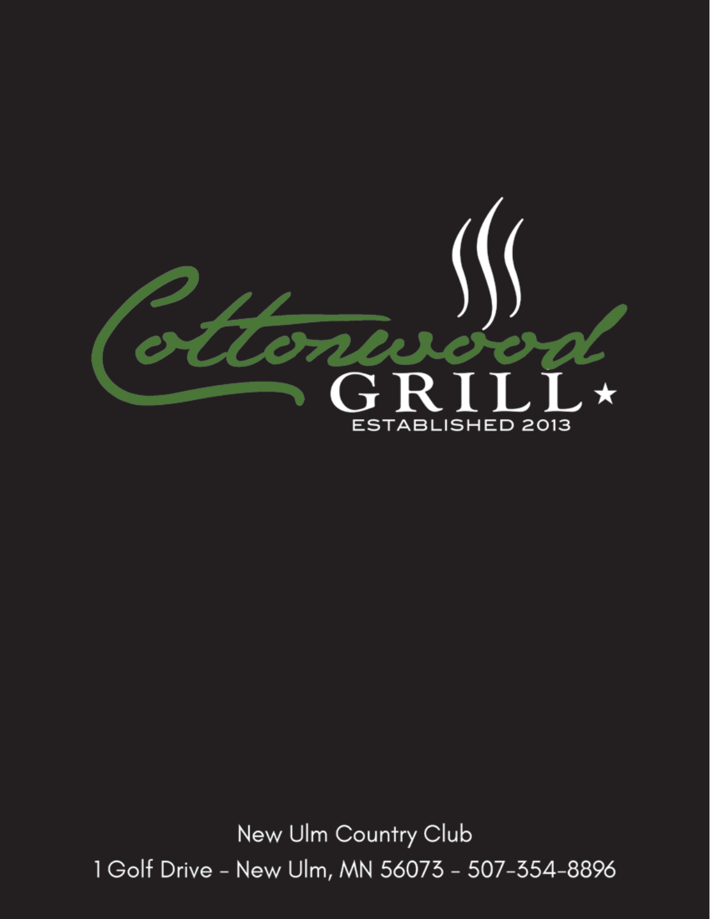# Cottonwood GRILL★

ESTABLISHED 2013

New Ulm Country Club

1 Golf Drive - New Ulm, MN 56073 - 507-354-8896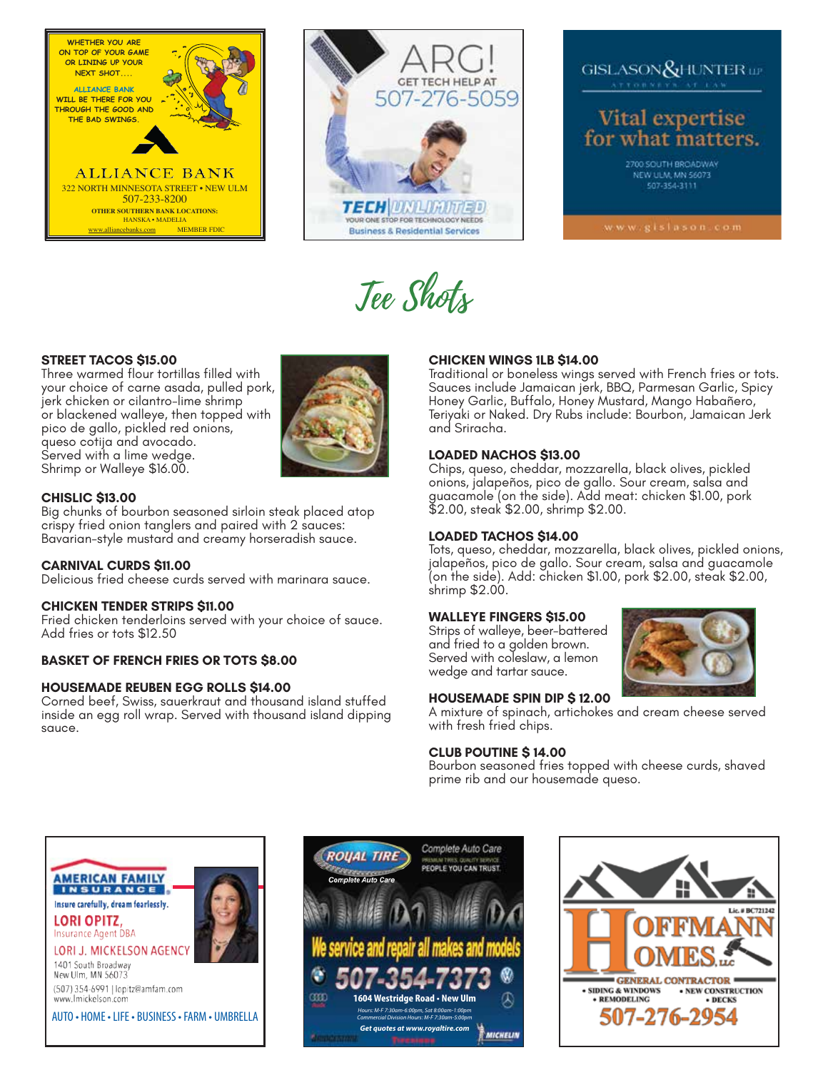WHETHER YOU ARE ON TOP OF YOUR GAME OR LINING UP YOUR NEXT SHOT....

ALLIANCE BANK WILL BE THERE FOR YOU THROUGH THE GOOD AND THE BAD SWINGS.

ALLIANCE BANK
322 NORTH MINNESOTA STREET • NEW ULM
507-233-8200
OTHER SOUTHERN BANK LOCATIONS:
HANSKA • MADELIA
www.alliancebanks.com MEMBER FDIC

ARG!
GET TECH HELP AT
507-276-5059
TECH UNLIMITED
YOUR ONE STOP FOR TECHNOLOGY NEEDS
Business & Residential Services

GISLASON & HUNTER LLP
ATTORNEYS AT LAW
Vital expertise for what matters.
2700 SOUTH BROADWAY
NEW ULM, MN 56073
507-354-3111
www.gislason.com

# Tee Shots

**STREET TACOS $15.00**
Three warmed flour tortillas filled with your choice of carne asada, pulled pork, jerk chicken or cilantro-lime shrimp or blackened walleye, then topped with pico de gallo, pickled red onions, queso cotija and avocado. Served with a lime wedge. Shrimp or Walleye $16.00.

**CHISLIC $13.00**
Big chunks of bourbon seasoned sirloin steak placed atop crispy fried onion tanglers and paired with 2 sauces: Bavarian-style mustard and creamy horseradish sauce.

**CARNIVAL CURDS $11.00**
Delicious fried cheese curds served with marinara sauce.

**CHICKEN TENDER STRIPS $11.00**
Fried chicken tenderloins served with your choice of sauce. Add fries or tots $12.50

**BASKET OF FRENCH FRIES OR TOTS $8.00**

**HOUSEMADE REUBEN EGG ROLLS $14.00**
Corned beef, Swiss, sauerkraut and thousand island stuffed inside an egg roll wrap. Served with thousand island dipping sauce.

**CHICKEN WINGS 1LB $14.00**
Traditional or boneless wings served with French fries or tots. Sauces include Jamaican jerk, BBQ, Parmesan Garlic, Spicy Honey Garlic, Buffalo, Honey Mustard, Mango Habañero, Teriyaki or Naked. Dry Rubs include: Bourbon, Jamaican Jerk and Sriracha.

**LOADED NACHOS $13.00**
Chips, queso, cheddar, mozzarella, black olives, pickled onions, jalapeños, pico de gallo. Sour cream, salsa and guacamole (on the side). Add meat: chicken $1.00, pork $2.00, steak $2.00, shrimp $2.00.

**LOADED TACHOS $14.00**
Tots, queso, cheddar, mozzarella, black olives, pickled onions, jalapeños, pico de gallo. Sour cream, salsa and guacamole (on the side). Add: chicken $1.00, pork $2.00, steak $2.00, shrimp $2.00.

**WALLEYE FINGERS $15.00**
Strips of walleye, beer-battered and fried to a golden brown. Served with coleslaw, a lemon wedge and tartar sauce.

**HOUSEMADE SPIN DIP $ 12.00**
A mixture of spinach, artichokes and cream cheese served with fresh fried chips.

**CLUB POUTINE $ 14.00**
Bourbon seasoned fries topped with cheese curds, shaved prime rib and our housemade queso.

AMERICAN FAMILY INSURANCE
Insure carefully, dream fearlessly.
LORI OPITZ,
Insurance Agent DBA
LORI J. MICKELSON AGENCY
1401 South Broadway
New Ulm, MN 56073
(507) 354-6991 | lopitz@amfam.com
www.lmickelson.com
AUTO • HOME • LIFE • BUSINESS • FARM • UMBRELLA

ROYAL TIRE
Complete Auto Care
PREMIUM TIRES. QUALITY SERVICE. PEOPLE YOU CAN TRUST.
We service and repair all makes and models
507-354-7373
1604 Westridge Road • New Ulm
Hours: M-F 7:30am-6:00pm, Sat 8:00am-1:00pm
Commercial Division Hours: M-F 7:30am-5:00pm
Get quotes at www.royaltire.com

Lic. # BC721242
HOFFMANN HOMES LLC
GENERAL CONTRACTOR
• SIDING & WINDOWS • NEW CONSTRUCTION
• REMODELING • DECKS
507-276-2954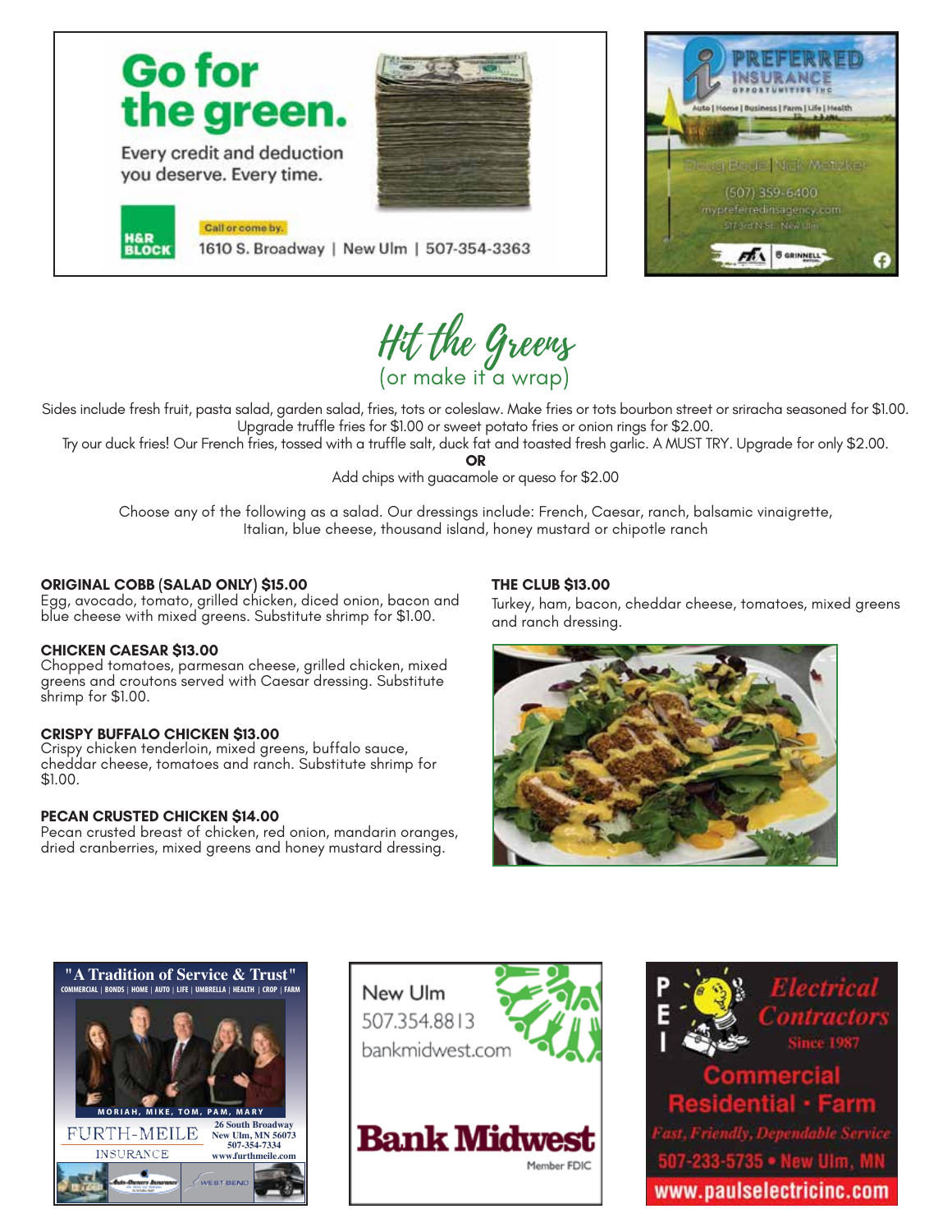**Go for the green.**

Every credit and deduction you deserve. Every time.

H&R BLOCK

Call or come by.

1610 S. Broadway | New Ulm | 507-354-3363

PREFERRED INSURANCE OPPORTUNITIES INC

Auto | Home | Business | Farm | Life | Health

Doug Bode | Nick Metzker

(507) 359-6400

mypreferredinsagency.com

517 3rd N St. New Ulm

# Hit the Greens

(or make it a wrap)

Sides include fresh fruit, pasta salad, garden salad, fries, tots or coleslaw. Make fries or tots bourbon street or sriracha seasoned for $1.00. Upgrade truffle fries for $1.00 or sweet potato fries or onion rings for $2.00.

Try our duck fries! Our French fries, tossed with a truffle salt, duck fat and toasted fresh garlic. A MUST TRY. Upgrade for only $2.00.

**OR**

Add chips with guacamole or queso for $2.00

Choose any of the following as a salad. Our dressings include: French, Caesar, ranch, balsamic vinaigrette, Italian, blue cheese, thousand island, honey mustard or chipotle ranch

**ORIGINAL COBB (SALAD ONLY) $15.00**
Egg, avocado, tomato, grilled chicken, diced onion, bacon and blue cheese with mixed greens. Substitute shrimp for $1.00.

**CHICKEN CAESAR $13.00**
Chopped tomatoes, parmesan cheese, grilled chicken, mixed greens and croutons served with Caesar dressing. Substitute shrimp for $1.00.

**CRISPY BUFFALO CHICKEN $13.00**
Crispy chicken tenderloin, mixed greens, buffalo sauce, cheddar cheese, tomatoes and ranch. Substitute shrimp for $1.00.

**PECAN CRUSTED CHICKEN $14.00**
Pecan crusted breast of chicken, red onion, mandarin oranges, dried cranberries, mixed greens and honey mustard dressing.

**THE CLUB $13.00**
Turkey, ham, bacon, cheddar cheese, tomatoes, mixed greens and ranch dressing.

"A Tradition of Service & Trust"

COMMERCIAL | BONDS | HOME | AUTO | LIFE | UMBRELLA | HEALTH | CROP | FARM

MORIAH, MIKE, TOM, PAM, MARY

FURTH-MEILE INSURANCE

26 South Broadway
New Ulm, MN 56073
507-354-7334
www.furthmeile.com

New Ulm
507.354.8813
bankmidwest.com

Bank Midwest

Member FDIC

PEI Electrical Contractors

Since 1987

Commercial
Residential • Farm

Fast, Friendly, Dependable Service

507-233-5735 • New Ulm, MN

www.paulselectricinc.com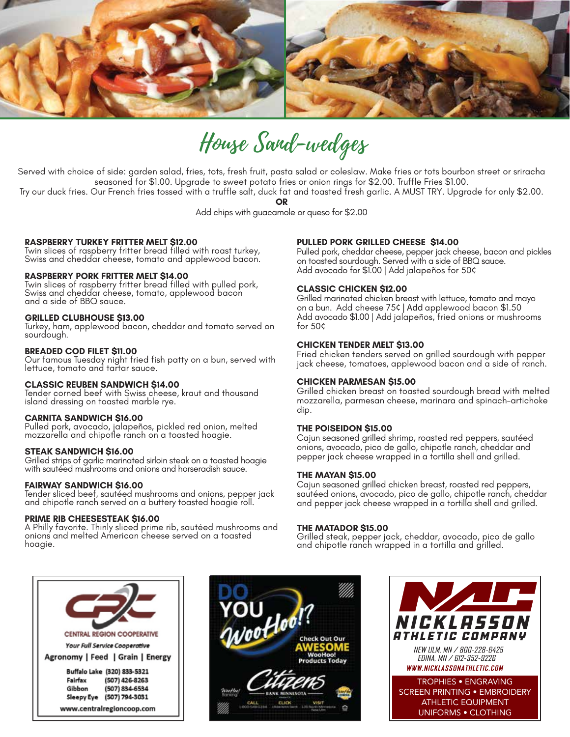# House Sand-wedges

Served with choice of side: garden salad, fries, tots, fresh fruit, pasta salad or coleslaw. Make fries or tots bourbon street or sriracha seasoned for $1.00. Upgrade to sweet potato fries or onion rings for $2.00. Truffle Fries $1.00.
Try our duck fries. Our French fries tossed with a truffle salt, duck fat and toasted fresh garlic. A MUST TRY. Upgrade for only $2.00.

**OR**

Add chips with guacamole or queso for $2.00

**RASPBERRY TURKEY FRITTER MELT $12.00**
Twin slices of raspberry fritter bread filled with roast turkey, Swiss and cheddar cheese, tomato and applewood bacon.

**RASPBERRY PORK FRITTER MELT $14.00**
Twin slices of raspberry fritter bread filled with pulled pork, Swiss and cheddar cheese, tomato, applewood bacon and a side of BBQ sauce.

**GRILLED CLUBHOUSE $13.00**
Turkey, ham, applewood bacon, cheddar and tomato served on sourdough.

**BREADED COD FILET $11.00**
Our famous Tuesday night fried fish patty on a bun, served with lettuce, tomato and tartar sauce.

**CLASSIC REUBEN SANDWICH $14.00**
Tender corned beef with Swiss cheese, kraut and thousand island dressing on toasted marble rye.

**CARNITA SANDWICH $16.00**
Pulled pork, avocado, jalapeños, pickled red onion, melted mozzarella and chipotle ranch on a toasted hoagie.

**STEAK SANDWICH $16.00**
Grilled strips of garlic marinated sirloin steak on a toasted hoagie with sautéed mushrooms and onions and horseradish sauce.

**FAIRWAY SANDWICH $16.00**
Tender sliced beef, sautéed mushrooms and onions, pepper jack and chipotle ranch served on a buttery toasted hoagie roll.

**PRIME RIB CHEESESTEAK $16.00**
A Philly favorite. Thinly sliced prime rib, sautéed mushrooms and onions and melted American cheese served on a toasted hoagie.

**PULLED PORK GRILLED CHEESE $14.00**
Pulled pork, cheddar cheese, pepper jack cheese, bacon and pickles on toasted sourdough. Served with a side of BBQ sauce.
Add avocado for $1.00 | Add jalapeños for 50¢

**CLASSIC CHICKEN $12.00**
Grilled marinated chicken breast with lettuce, tomato and mayo on a bun. Add cheese 75¢ | Add applewood bacon $1.50
Add avocado $1.00 | Add jalapeños, fried onions or mushrooms for 50¢

**CHICKEN TENDER MELT $13.00**
Fried chicken tenders served on grilled sourdough with pepper jack cheese, tomatoes, applewood bacon and a side of ranch.

**CHICKEN PARMESAN $15.00**
Grilled chicken breast on toasted sourdough bread with melted mozzarella, parmesan cheese, marinara and spinach-artichoke dip.

**THE POISEIDON $15.00**
Cajun seasoned grilled shrimp, roasted red peppers, sautéed onions, avocado, pico de gallo, chipotle ranch, cheddar and pepper jack cheese wrapped in a tortilla shell and grilled.

**THE MAYAN $15.00**
Cajun seasoned grilled chicken breast, roasted red peppers, sautéed onions, avocado, pico de gallo, chipotle ranch, cheddar and pepper jack cheese wrapped in a tortilla shell and grilled.

**THE MATADOR $15.00**
Grilled steak, pepper jack, cheddar, avocado, pico de gallo and chipotle ranch wrapped in a tortilla and grilled.

CENTRAL REGION COOPERATIVE
*Your Full Service Cooperative*
Agronomy | Feed | Grain | Energy
Buffalo Lake (320) 833-5321
Fairfax (507) 426-8263
Gibbon (507) 834-6534
Sleepy Eye (507) 794-3031
www.centralregioncoop.com

DO YOU WooHoo!? Check Out Our AWESOME WooHoo! Products Today
Citizens Bank Minnesota

NICKLASSON ATHLETIC COMPANY
NEW ULM, MN / 800-228-6425
EDINA, MN / 612-352-9226
WWW.NICKLASSONATHLETIC.COM
TROPHIES • ENGRAVING
SCREEN PRINTING • EMBROIDERY
ATHLETIC EQUIPMENT
UNIFORMS • CLOTHING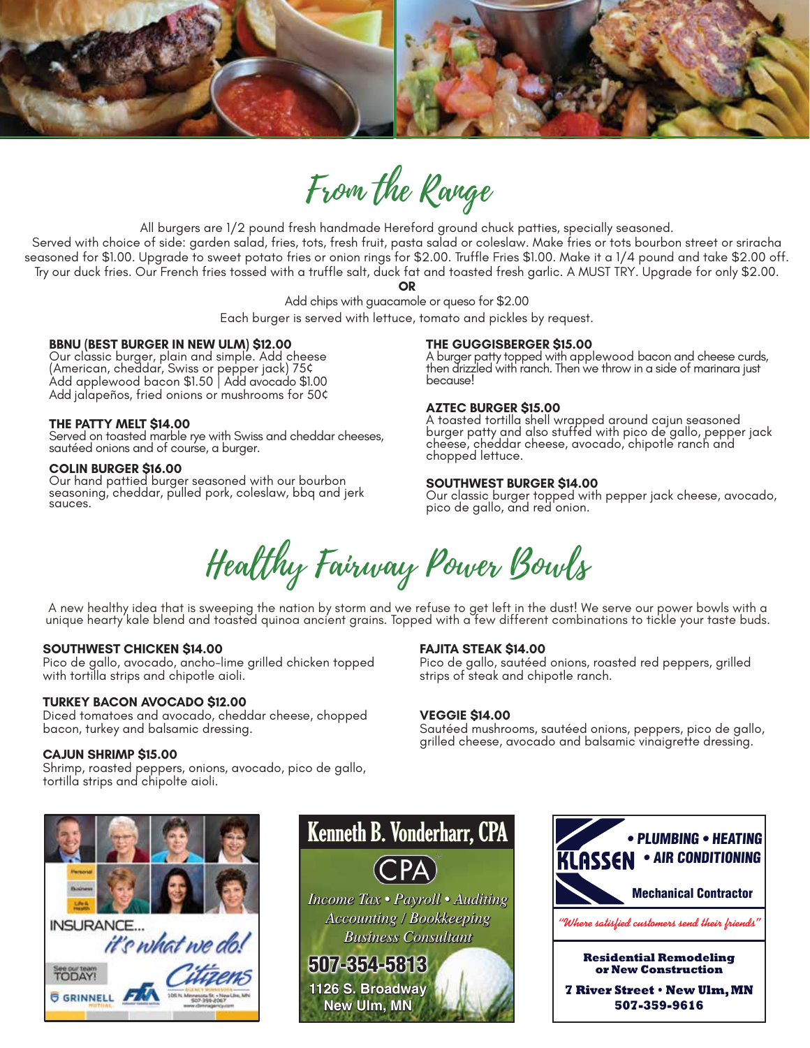# From the Range

All burgers are 1/2 pound fresh handmade Hereford ground chuck patties, specially seasoned.
Served with choice of side: garden salad, fries, tots, fresh fruit, pasta salad or coleslaw. Make fries or tots bourbon street or sriracha seasoned for $1.00. Upgrade to sweet potato fries or onion rings for $2.00. Truffle Fries $1.00. Make it a 1/4 pound and take $2.00 off. Try our duck fries. Our French fries tossed with a truffle salt, duck fat and toasted fresh garlic. A MUST TRY. Upgrade for only $2.00.

**OR**

Add chips with guacamole or queso for $2.00

Each burger is served with lettuce, tomato and pickles by request.

**BBNU (BEST BURGER IN NEW ULM) $12.00**
Our classic burger, plain and simple. Add cheese (American, cheddar, Swiss or pepper jack) 75¢
Add applewood bacon $1.50 | Add avocado $1.00
Add jalapeños, fried onions or mushrooms for 50¢

**THE PATTY MELT $14.00**
Served on toasted marble rye with Swiss and cheddar cheeses, sautéed onions and of course, a burger.

**COLIN BURGER $16.00**
Our hand pattied burger seasoned with our bourbon seasoning, cheddar, pulled pork, coleslaw, bbq and jerk sauces.

**THE GUGGISBERGER $15.00**
A burger patty topped with applewood bacon and cheese curds, then drizzled with ranch. Then we throw in a side of marinara just because!

**AZTEC BURGER $15.00**
A toasted tortilla shell wrapped around cajun seasoned burger patty and also stuffed with pico de gallo, pepper jack cheese, cheddar cheese, avocado, chipotle ranch and chopped lettuce.

**SOUTHWEST BURGER $14.00**
Our classic burger topped with pepper jack cheese, avocado, pico de gallo, and red onion.

# Healthy Fairway Power Bowls

A new healthy idea that is sweeping the nation by storm and we refuse to get left in the dust! We serve our power bowls with a unique hearty kale blend and toasted quinoa ancient grains. Topped with a few different combinations to tickle your taste buds.

**SOUTHWEST CHICKEN $14.00**
Pico de gallo, avocado, ancho-lime grilled chicken topped with tortilla strips and chipotle aioli.

**TURKEY BACON AVOCADO $12.00**
Diced tomatoes and avocado, cheddar cheese, chopped bacon, turkey and balsamic dressing.

**CAJUN SHRIMP $15.00**
Shrimp, roasted peppers, onions, avocado, pico de gallo, tortilla strips and chipolte aioli.

**FAJITA STEAK $14.00**
Pico de gallo, sautéed onions, roasted red peppers, grilled strips of steak and chipotle ranch.

**VEGGIE $14.00**
Sautéed mushrooms, sautéed onions, peppers, pico de gallo, grilled cheese, avocado and balsamic vinaigrette dressing.

INSURANCE... it's what we do!
See our team TODAY!
Citizens
GRINNELL MUTUAL

**Kenneth B. Vonderharr, CPA**
CPA
*Income Tax • Payroll • Auditing*
*Accounting / Bookkeeping*
*Business Consultant*
507-354-5813
1126 S. Broadway
New Ulm, MN

KLASSEN • PLUMBING • HEATING • AIR CONDITIONING
Mechanical Contractor
*"Where satisfied customers send their friends"*
**Residential Remodeling or New Construction**
**7 River Street • New Ulm, MN**
**507-359-9616**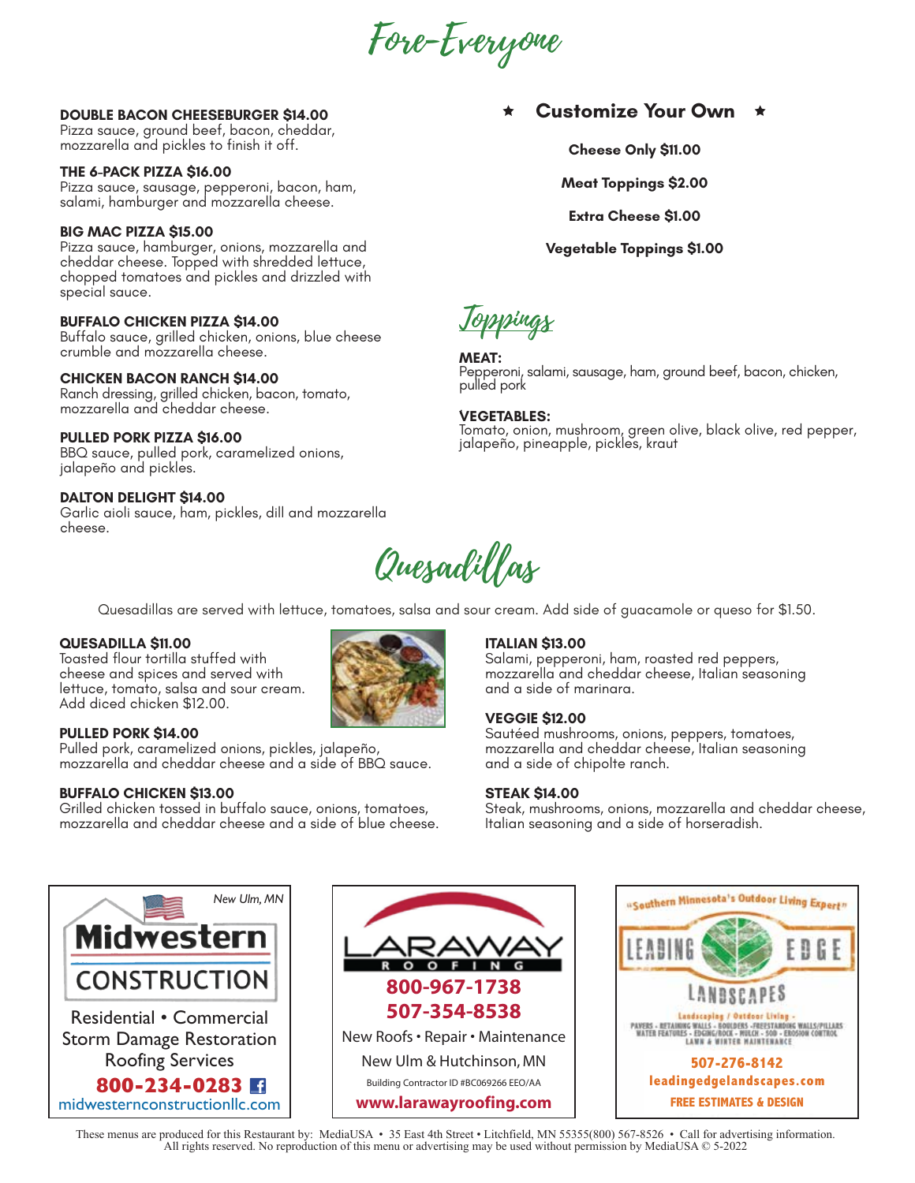# Fore-Everyone

**DOUBLE BACON CHEESEBURGER $14.00**
Pizza sauce, ground beef, bacon, cheddar, mozzarella and pickles to finish it off.

**THE 6-PACK PIZZA $16.00**
Pizza sauce, sausage, pepperoni, bacon, ham, salami, hamburger and mozzarella cheese.

**BIG MAC PIZZA $15.00**
Pizza sauce, hamburger, onions, mozzarella and cheddar cheese. Topped with shredded lettuce, chopped tomatoes and pickles and drizzled with special sauce.

**BUFFALO CHICKEN PIZZA $14.00**
Buffalo sauce, grilled chicken, onions, blue cheese crumble and mozzarella cheese.

**CHICKEN BACON RANCH $14.00**
Ranch dressing, grilled chicken, bacon, tomato, mozzarella and cheddar cheese.

**PULLED PORK PIZZA $16.00**
BBQ sauce, pulled pork, caramelized onions, jalapeño and pickles.

**DALTON DELIGHT $14.00**
Garlic aioli sauce, ham, pickles, dill and mozzarella cheese.

## ★ Customize Your Own ★

**Cheese Only $11.00**

**Meat Toppings $2.00**

**Extra Cheese $1.00**

**Vegetable Toppings $1.00**

## Toppings

**MEAT:**
Pepperoni, salami, sausage, ham, ground beef, bacon, chicken, pulled pork

**VEGETABLES:**
Tomato, onion, mushroom, green olive, black olive, red pepper, jalapeño, pineapple, pickles, kraut

# Quesadillas

Quesadillas are served with lettuce, tomatoes, salsa and sour cream. Add side of guacamole or queso for $1.50.

**QUESADILLA $11.00**
Toasted flour tortilla stuffed with cheese and spices and served with lettuce, tomato, salsa and sour cream. Add diced chicken $12.00.

**PULLED PORK $14.00**
Pulled pork, caramelized onions, pickles, jalapeño, mozzarella and cheddar cheese and a side of BBQ sauce.

**BUFFALO CHICKEN $13.00**
Grilled chicken tossed in buffalo sauce, onions, tomatoes, mozzarella and cheddar cheese and a side of blue cheese.

**ITALIAN $13.00**
Salami, pepperoni, ham, roasted red peppers, mozzarella and cheddar cheese, Italian seasoning and a side of marinara.

**VEGGIE $12.00**
Sautéed mushrooms, onions, peppers, tomatoes, mozzarella and cheddar cheese, Italian seasoning and a side of chipolte ranch.

**STEAK $14.00**
Steak, mushrooms, onions, mozzarella and cheddar cheese, Italian seasoning and a side of horseradish.

New Ulm, MN
**Midwestern CONSTRUCTION**
Residential • Commercial
Storm Damage Restoration
Roofing Services
**800-234-0283**
midwesternconstructionllc.com

**LARAWAY ROOFING**
**800-967-1738**
**507-354-8538**
New Roofs • Repair • Maintenance
New Ulm & Hutchinson, MN
Building Contractor ID #BC069266 EEO/AA
**www.larawayroofing.com**

"Southern Minnesota's Outdoor Living Expert"
**LEADING EDGE LANDSCAPES**
Landscaping / Outdoor Living -
PAVERS - RETAINING WALLS - BOULDERS - FREESTANDING WALLS/PILLARS
WATER FEATURES - EDGING/ROCK - MULCH - SOD - EROSION CONTROL
LAWN & WINTER MAINTENANCE
**507-276-8142**
**leadingedgelandscapes.com**
**FREE ESTIMATES & DESIGN**

These menus are produced for this Restaurant by: MediaUSA • 35 East 4th Street • Litchfield, MN 55355(800) 567-8526 • Call for advertising information. All rights reserved. No reproduction of this menu or advertising may be used without permission by MediaUSA © 5-2022